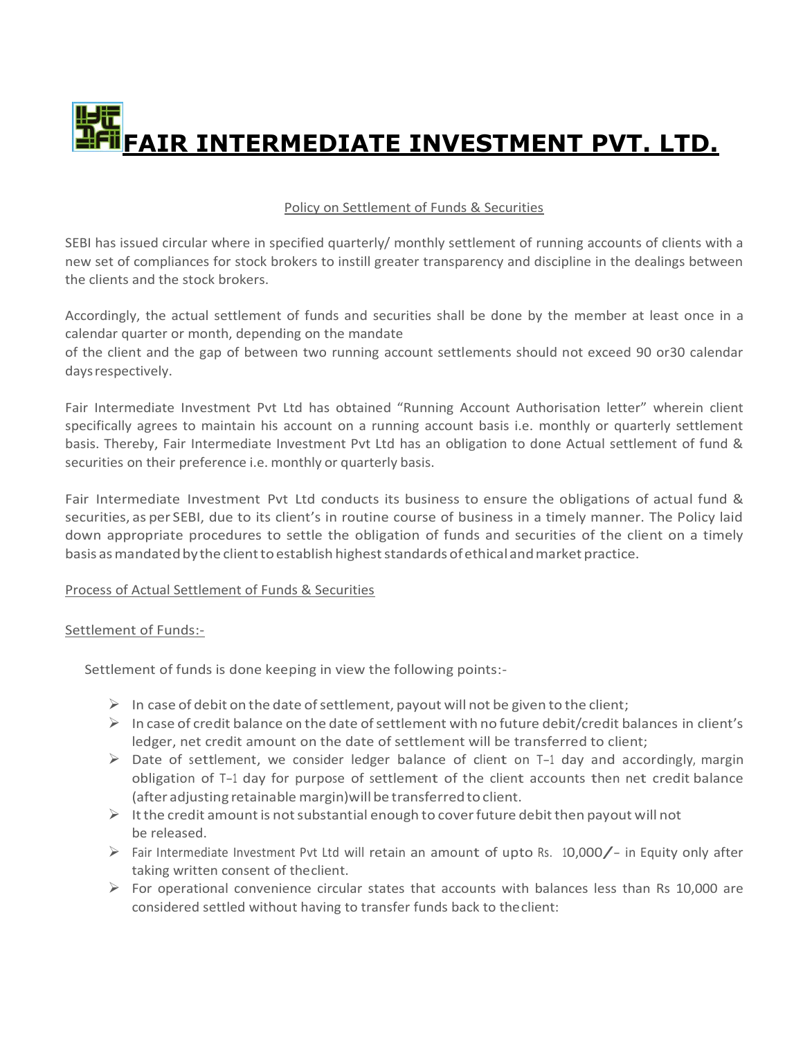# FAIR INTERMEDIATE INVESTMENT PVT. LTD.

Policy on Settlement of Funds & Securities

SEBI has issued circular where in specified quarterly/ monthly settlement of running accounts of clients with a new set of compliances for stock brokers to instill greater transparency and discipline in the dealings between the clients and the stock brokers.

Accordingly, the actual settlement of funds and securities shall be done by the member at least once in a calendar quarter or month, depending on the mandate of the client and the gap of between two running account settlements should not exceed 90 or30 calendar days respectively.

Fair Intermediate Investment Pvt Ltd has obtained "Running Account Authorisation letter" wherein client specifically agrees to maintain his account on a running account basis i.e. monthly or quarterly settlement basis. Thereby, Fair Intermediate Investment Pvt Ltd has an obligation to done Actual settlement of fund & securities on their preference i.e. monthly or quarterly basis.

Fair Intermediate Investment Pvt Ltd conducts its business to ensure the obligations of actual fund & securities, as per SEBI, due to its client's in routine course of business in a timely manner. The Policy laid down appropriate procedures to settle the obligation of funds and securities of the client on a timely basis as mandated by the client to establish highest standards of ethical and market practice.

Process of Actual Settlement of Funds & Securities

Settlement of Funds:-

Settlement of funds is done keeping in view the following points:-

- In case of debit on the date of settlement, payout will not be given to the client;
- In case of credit balance on the date of settlement with no future debit/credit balances in client's ledger, net credit amount on the date of settlement will be transferred to client;
- Date of settlement, we consider ledger balance of client on T-1 day and accordingly, margin obligation of T-1 day for purpose of settlement of the client accounts then net credit balance (after adjusting retainable margin)will be transferred to client.
- It the credit amount is not substantial enough to cover future debit then payout will not be released.
- Fair Intermediate Investment Pvt Ltd will retain an amount of upto Rs. 10,000/- in Equity only after taking written consent of theclient.
- For operational convenience circular states that accounts with balances less than Rs 10,000 are considered settled without having to transfer funds back to theclient: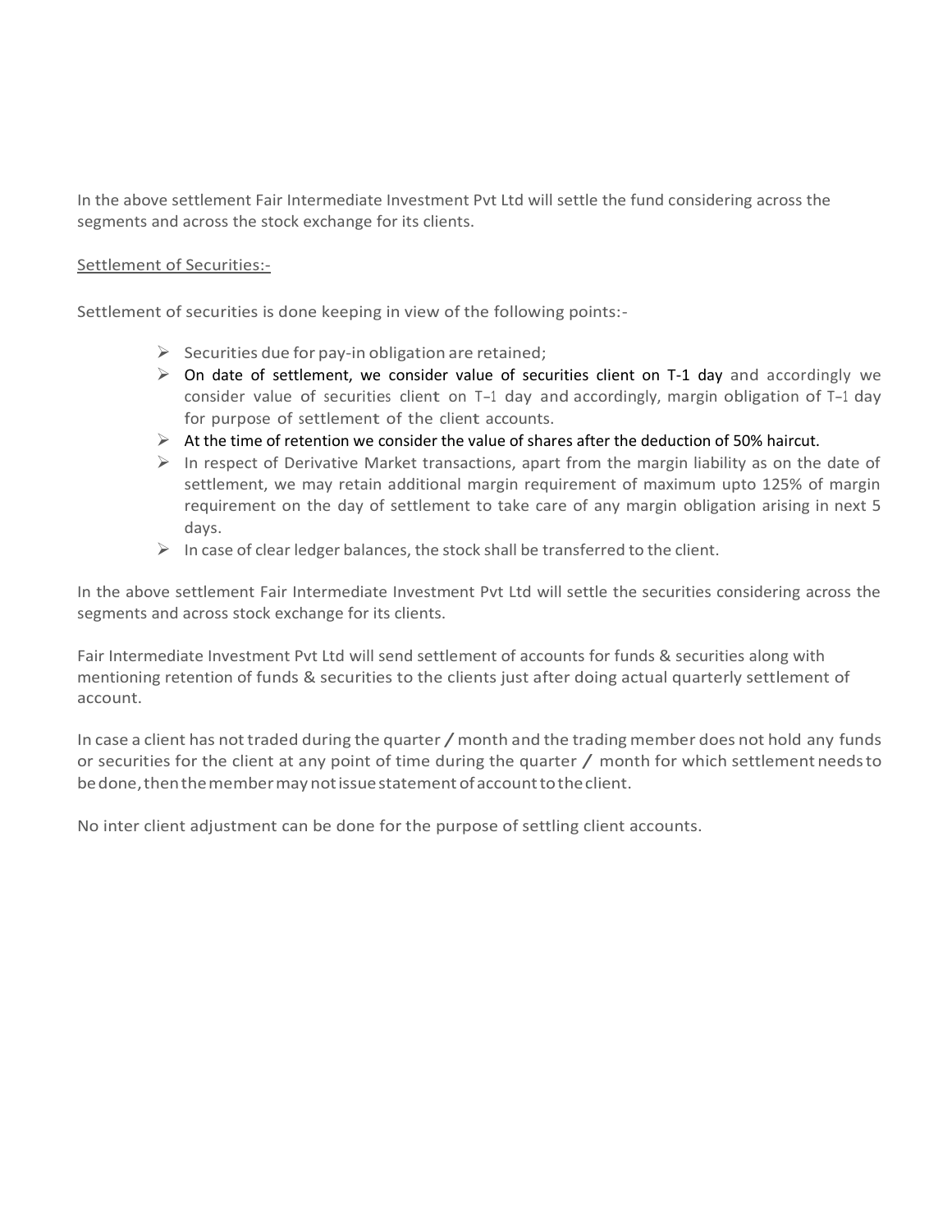In the above settlement Fair Intermediate Investment Pvt Ltd will settle the fund considering across the segments and across the stock exchange for its clients.

Settlement of Securities:-

Settlement of securities is done keeping in view of the following points:-

- Securities due for pay-in obligation are retained;
- On date of settlement, we consider value of securities client on T-1 day and accordingly we consider value of securities client on T-1 day and accordingly, margin obligation of T-1 day for purpose of settlement of the client accounts.
- At the time of retention we consider the value of shares after the deduction of 50% haircut.
- In respect of Derivative Market transactions, apart from the margin liability as on the date of settlement, we may retain additional margin requirement of maximum upto 125% of margin requirement on the day of settlement to take care of any margin obligation arising in next 5 days.
- In case of clear ledger balances, the stock shall be transferred to the client.

In the above settlement Fair Intermediate Investment Pvt Ltd will settle the securities considering across the segments and across stock exchange for its clients.

Fair Intermediate Investment Pvt Ltd will send settlement of accounts for funds & securities along with mentioning retention of funds & securities to the clients just after doing actual quarterly settlement of account.

In case a client has not traded during the quarter / month and the trading member does not hold any funds or securities for the client at any point of time during the quarter / month for which settlement needs to be done, then the member may not issue statement of account to the client.

No inter client adjustment can be done for the purpose of settling client accounts.